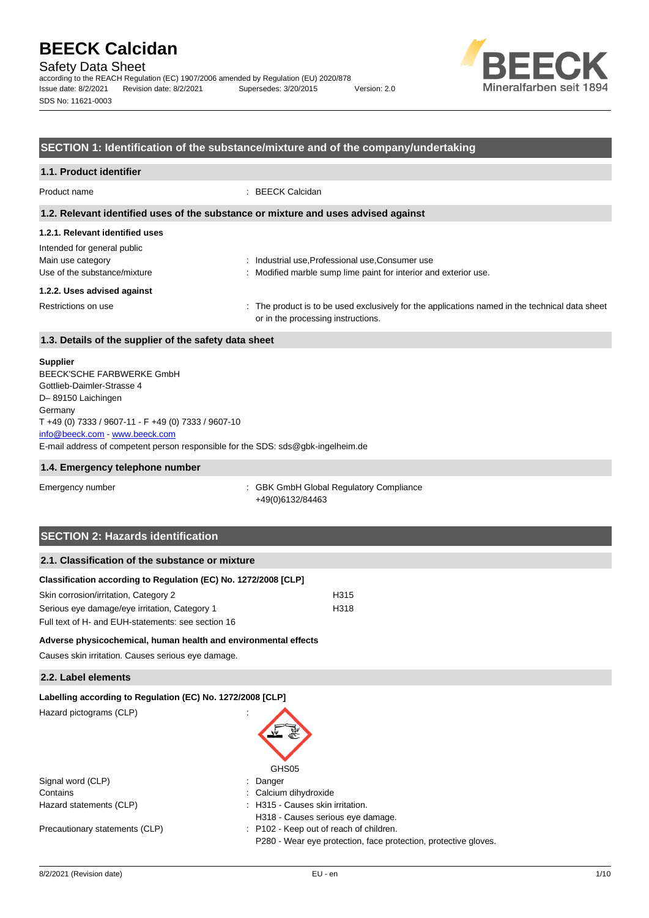# BEECK Calcidan

Safety Data Sheet

according to the REACH Regulation (EC) 1907/2006 amended by Regulation (EU) 2020/878

Issue date: 8/2/2021 Revision date: 8/2/2021 Supersedes: 3/20/2015 Version: 2.0

SDS No: 11621-0003

## SECTION 1: Identification of the substance/mixture and of the company/undertaking

### 1.1. Product identifier

Product name : BEECK Calcidan

### 1.2. Relevant identified uses of the substance or mixture and uses advised against

#### 1.2.1. Relevant identified uses

Intended for general public

Main use category : Industrial use,Professional use,Consumer use

Use of the substance/mixture : Modified marble sump lime paint for interior and exterior use.

#### 1.2.2. Uses advised against

Restrictions on use : The product is to be used exclusively for the applications named in the technical data sheet or in the processing instructions.

### 1.3. Details of the supplier of the safety data sheet

**Supplier**

BEECK'SCHE FARBWERKE GmbH
Gottlieb-Daimler-Strasse 4
D– 89150 Laichingen
Germany
T +49 (0) 7333 / 9607-11 - F +49 (0) 7333 / 9607-10
info@beeck.com - www.beeck.com
E-mail address of competent person responsible for the SDS: sds@gbk-ingelheim.de

### 1.4. Emergency telephone number

Emergency number : GBK GmbH Global Regulatory Compliance
+49(0)6132/84463

## SECTION 2: Hazards identification

### 2.1. Classification of the substance or mixture

**Classification according to Regulation (EC) No. 1272/2008 [CLP]**

| | |
|---|---|
| Skin corrosion/irritation, Category 2 | H315 |
| Serious eye damage/eye irritation, Category 1 | H318 |

Full text of H- and EUH-statements: see section 16

**Adverse physicochemical, human health and environmental effects**

Causes skin irritation. Causes serious eye damage.

### 2.2. Label elements

**Labelling according to Regulation (EC) No. 1272/2008 [CLP]**

Hazard pictograms (CLP) :

GHS05

Signal word (CLP) : Danger

Contains : Calcium dihydroxide

Hazard statements (CLP) : H315 - Causes skin irritation.
H318 - Causes serious eye damage.

Precautionary statements (CLP) : P102 - Keep out of reach of children.
P280 - Wear eye protection, face protection, protective gloves.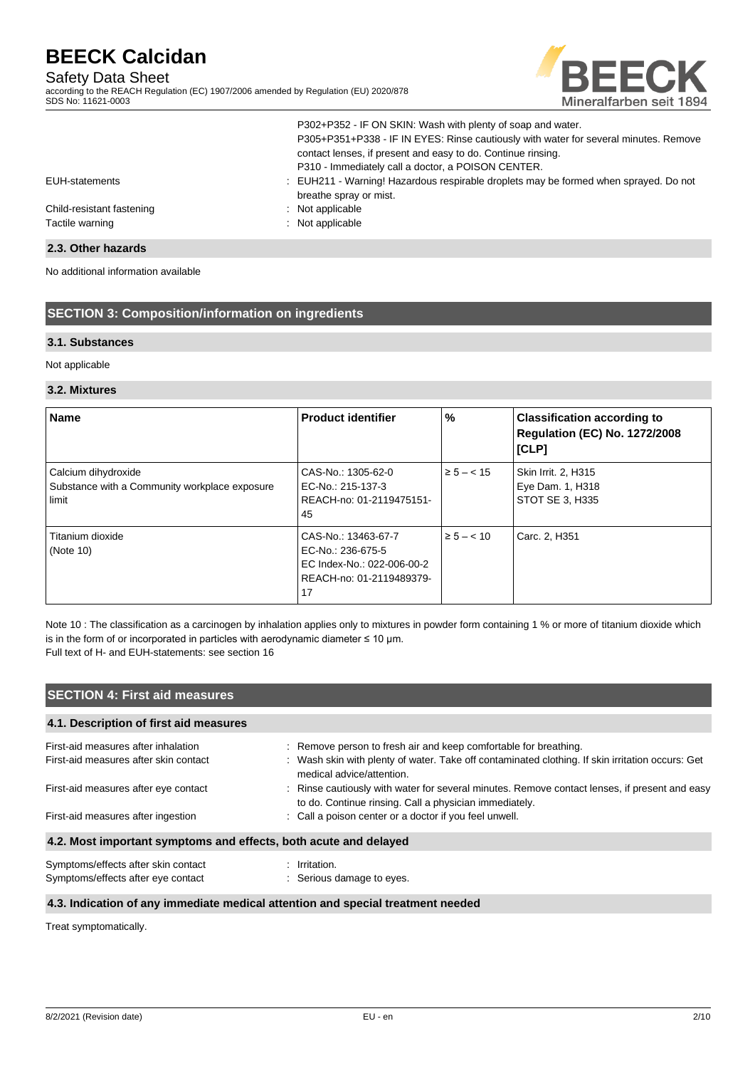| | |
|---|---|
| | P302+P352 - IF ON SKIN: Wash with plenty of soap and water.<br>P305+P351+P338 - IF IN EYES: Rinse cautiously with water for several minutes. Remove contact lenses, if present and easy to do. Continue rinsing.<br>P310 - Immediately call a doctor, a POISON CENTER. |
| EUH-statements | : EUH211 - Warning! Hazardous respirable droplets may be formed when sprayed. Do not breathe spray or mist. |
| Child-resistant fastening | : Not applicable |
| Tactile warning | : Not applicable |

### 2.3. Other hazards

No additional information available

## SECTION 3: Composition/information on ingredients

### 3.1. Substances

Not applicable

### 3.2. Mixtures

| Name | Product identifier | % | Classification according to Regulation (EC) No. 1272/2008 [CLP] |
|---|---|---|---|
| Calcium dihydroxide<br>Substance with a Community workplace exposure limit | CAS-No.: 1305-62-0<br>EC-No.: 215-137-3<br>REACH-no: 01-2119475151-45 | ≥ 5 – < 15 | Skin Irrit. 2, H315<br>Eye Dam. 1, H318<br>STOT SE 3, H335 |
| Titanium dioxide<br>(Note 10) | CAS-No.: 13463-67-7<br>EC-No.: 236-675-5<br>EC Index-No.: 022-006-00-2<br>REACH-no: 01-2119489379-17 | ≥ 5 – < 10 | Carc. 2, H351 |

Note 10 : The classification as a carcinogen by inhalation applies only to mixtures in powder form containing 1 % or more of titanium dioxide which is in the form of or incorporated in particles with aerodynamic diameter ≤ 10 μm.
Full text of H- and EUH-statements: see section 16

## SECTION 4: First aid measures

### 4.1. Description of first aid measures

| | |
|---|---|
| First-aid measures after inhalation | : Remove person to fresh air and keep comfortable for breathing. |
| First-aid measures after skin contact | : Wash skin with plenty of water. Take off contaminated clothing. If skin irritation occurs: Get medical advice/attention. |
| First-aid measures after eye contact | : Rinse cautiously with water for several minutes. Remove contact lenses, if present and easy to do. Continue rinsing. Call a physician immediately. |
| First-aid measures after ingestion | : Call a poison center or a doctor if you feel unwell. |

### 4.2. Most important symptoms and effects, both acute and delayed

| | |
|---|---|
| Symptoms/effects after skin contact | : Irritation. |
| Symptoms/effects after eye contact | : Serious damage to eyes. |

### 4.3. Indication of any immediate medical attention and special treatment needed

Treat symptomatically.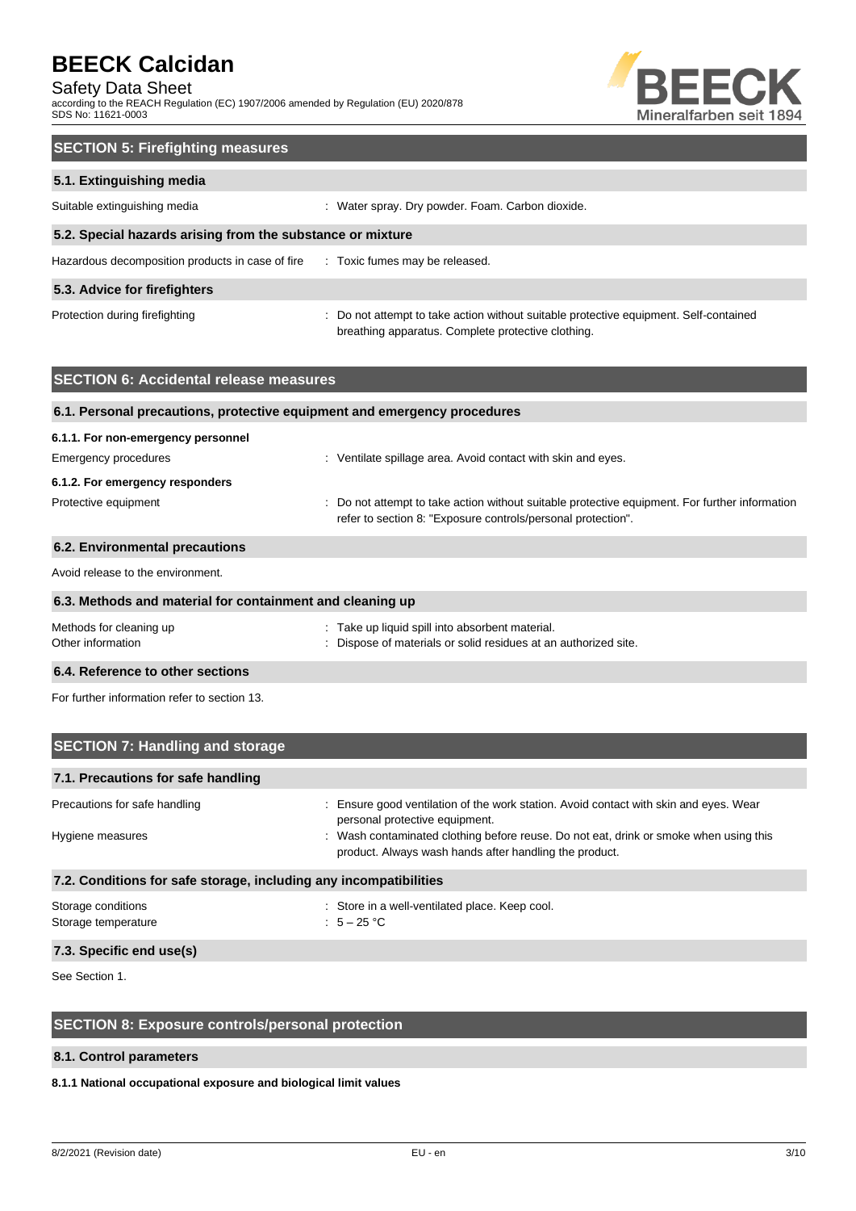## SECTION 5: Firefighting measures

### 5.1. Extinguishing media

| | |
|---|---|
| Suitable extinguishing media | : Water spray. Dry powder. Foam. Carbon dioxide. |

### 5.2. Special hazards arising from the substance or mixture

| | |
|---|---|
| Hazardous decomposition products in case of fire | : Toxic fumes may be released. |

### 5.3. Advice for firefighters

| | |
|---|---|
| Protection during firefighting | : Do not attempt to take action without suitable protective equipment. Self-contained breathing apparatus. Complete protective clothing. |

## SECTION 6: Accidental release measures

### 6.1. Personal precautions, protective equipment and emergency procedures

#### 6.1.1. For non-emergency personnel

| | |
|---|---|
| Emergency procedures | : Ventilate spillage area. Avoid contact with skin and eyes. |

#### 6.1.2. For emergency responders

| | |
|---|---|
| Protective equipment | : Do not attempt to take action without suitable protective equipment. For further information refer to section 8: "Exposure controls/personal protection". |

### 6.2. Environmental precautions

Avoid release to the environment.

### 6.3. Methods and material for containment and cleaning up

| | |
|---|---|
| Methods for cleaning up | : Take up liquid spill into absorbent material. |
| Other information | : Dispose of materials or solid residues at an authorized site. |

### 6.4. Reference to other sections

For further information refer to section 13.

## SECTION 7: Handling and storage

### 7.1. Precautions for safe handling

| | |
|---|---|
| Precautions for safe handling | : Ensure good ventilation of the work station. Avoid contact with skin and eyes. Wear personal protective equipment. |
| Hygiene measures | : Wash contaminated clothing before reuse. Do not eat, drink or smoke when using this product. Always wash hands after handling the product. |

### 7.2. Conditions for safe storage, including any incompatibilities

| | |
|---|---|
| Storage conditions | : Store in a well-ventilated place. Keep cool. |
| Storage temperature | : 5 – 25 °C |

### 7.3. Specific end use(s)

See Section 1.

## SECTION 8: Exposure controls/personal protection

### 8.1. Control parameters

**8.1.1 National occupational exposure and biological limit values**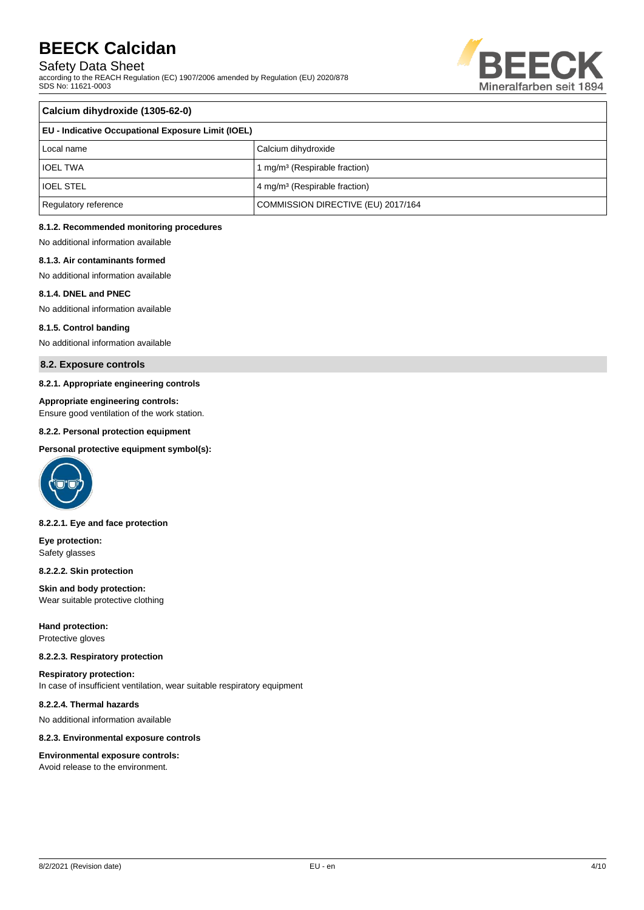| Calcium dihydroxide (1305-62-0) | |
|---|---|
| **EU - Indicative Occupational Exposure Limit (IOEL)** | |
| Local name | Calcium dihydroxide |
| IOEL TWA | 1 mg/m³ (Respirable fraction) |
| IOEL STEL | 4 mg/m³ (Respirable fraction) |
| Regulatory reference | COMMISSION DIRECTIVE (EU) 2017/164 |

#### 8.1.2. Recommended monitoring procedures

No additional information available

#### 8.1.3. Air contaminants formed

No additional information available

#### 8.1.4. DNEL and PNEC

No additional information available

#### 8.1.5. Control banding

No additional information available

### 8.2. Exposure controls

#### 8.2.1. Appropriate engineering controls

**Appropriate engineering controls:**
Ensure good ventilation of the work station.

#### 8.2.2. Personal protection equipment

**Personal protective equipment symbol(s):**

#### 8.2.2.1. Eye and face protection

**Eye protection:**
Safety glasses

#### 8.2.2.2. Skin protection

**Skin and body protection:**
Wear suitable protective clothing

**Hand protection:**
Protective gloves

#### 8.2.2.3. Respiratory protection

**Respiratory protection:**
In case of insufficient ventilation, wear suitable respiratory equipment

#### 8.2.2.4. Thermal hazards

No additional information available

#### 8.2.3. Environmental exposure controls

**Environmental exposure controls:**
Avoid release to the environment.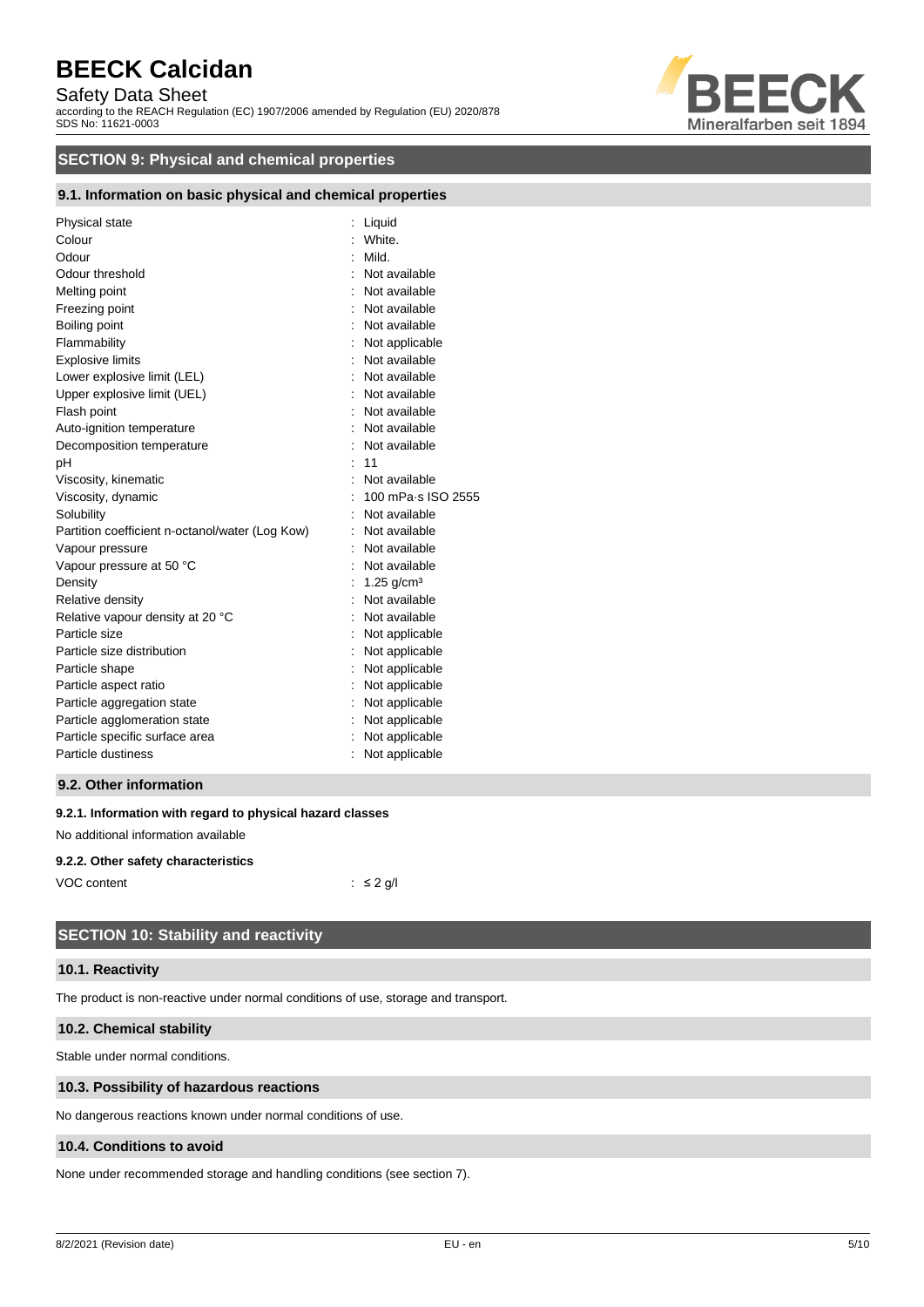## SECTION 9: Physical and chemical properties

### 9.1. Information on basic physical and chemical properties

| Property | | Value |
|---|---|---|
| Physical state | : | Liquid |
| Colour | : | White. |
| Odour | : | Mild. |
| Odour threshold | : | Not available |
| Melting point | : | Not available |
| Freezing point | : | Not available |
| Boiling point | : | Not available |
| Flammability | : | Not applicable |
| Explosive limits | : | Not available |
| Lower explosive limit (LEL) | : | Not available |
| Upper explosive limit (UEL) | : | Not available |
| Flash point | : | Not available |
| Auto-ignition temperature | : | Not available |
| Decomposition temperature | : | Not available |
| pH | : | 11 |
| Viscosity, kinematic | : | Not available |
| Viscosity, dynamic | : | 100 mPa·s ISO 2555 |
| Solubility | : | Not available |
| Partition coefficient n-octanol/water (Log Kow) | : | Not available |
| Vapour pressure | : | Not available |
| Vapour pressure at 50 °C | : | Not available |
| Density | : | 1.25 g/cm³ |
| Relative density | : | Not available |
| Relative vapour density at 20 °C | : | Not available |
| Particle size | : | Not applicable |
| Particle size distribution | : | Not applicable |
| Particle shape | : | Not applicable |
| Particle aspect ratio | : | Not applicable |
| Particle aggregation state | : | Not applicable |
| Particle agglomeration state | : | Not applicable |
| Particle specific surface area | : | Not applicable |
| Particle dustiness | : | Not applicable |

### 9.2. Other information

#### 9.2.1. Information with regard to physical hazard classes

No additional information available

#### 9.2.2. Other safety characteristics

VOC content : ≤ 2 g/l

## SECTION 10: Stability and reactivity

### 10.1. Reactivity

The product is non-reactive under normal conditions of use, storage and transport.

### 10.2. Chemical stability

Stable under normal conditions.

### 10.3. Possibility of hazardous reactions

No dangerous reactions known under normal conditions of use.

### 10.4. Conditions to avoid

None under recommended storage and handling conditions (see section 7).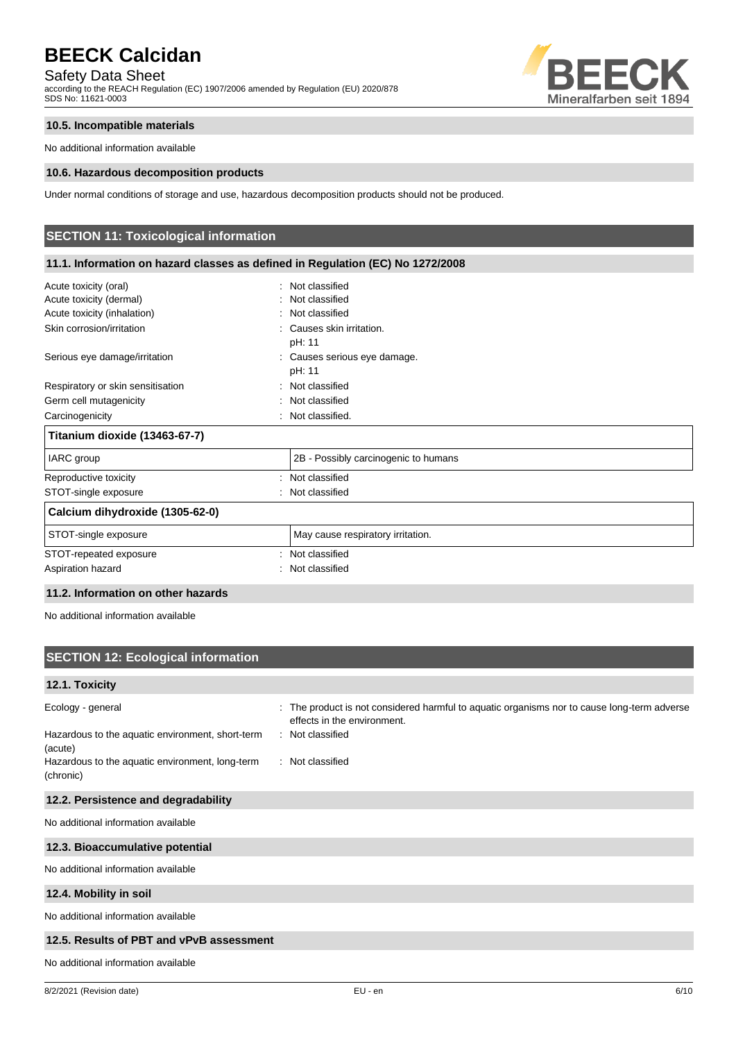### 10.5. Incompatible materials

No additional information available

### 10.6. Hazardous decomposition products

Under normal conditions of storage and use, hazardous decomposition products should not be produced.

## SECTION 11: Toxicological information

### 11.1. Information on hazard classes as defined in Regulation (EC) No 1272/2008

| | |
|---|---|
| Acute toxicity (oral) | : Not classified |
| Acute toxicity (dermal) | : Not classified |
| Acute toxicity (inhalation) | : Not classified |
| Skin corrosion/irritation | : Causes skin irritation.<br>pH: 11 |
| Serious eye damage/irritation | : Causes serious eye damage.<br>pH: 11 |
| Respiratory or skin sensitisation | : Not classified |
| Germ cell mutagenicity | : Not classified |
| Carcinogenicity | : Not classified. |

| **Titanium dioxide (13463-67-7)** | |
|---|---|
| IARC group | 2B - Possibly carcinogenic to humans |

| | |
|---|---|
| Reproductive toxicity | : Not classified |
| STOT-single exposure | : Not classified |

| **Calcium dihydroxide (1305-62-0)** | |
|---|---|
| STOT-single exposure | May cause respiratory irritation. |

| | |
|---|---|
| STOT-repeated exposure | : Not classified |
| Aspiration hazard | : Not classified |

### 11.2. Information on other hazards

No additional information available

## SECTION 12: Ecological information

### 12.1. Toxicity

| | |
|---|---|
| Ecology - general | : The product is not considered harmful to aquatic organisms nor to cause long-term adverse effects in the environment. |
| Hazardous to the aquatic environment, short-term (acute) | : Not classified |
| Hazardous to the aquatic environment, long-term (chronic) | : Not classified |

### 12.2. Persistence and degradability

No additional information available

### 12.3. Bioaccumulative potential

No additional information available

### 12.4. Mobility in soil

No additional information available

### 12.5. Results of PBT and vPvB assessment

No additional information available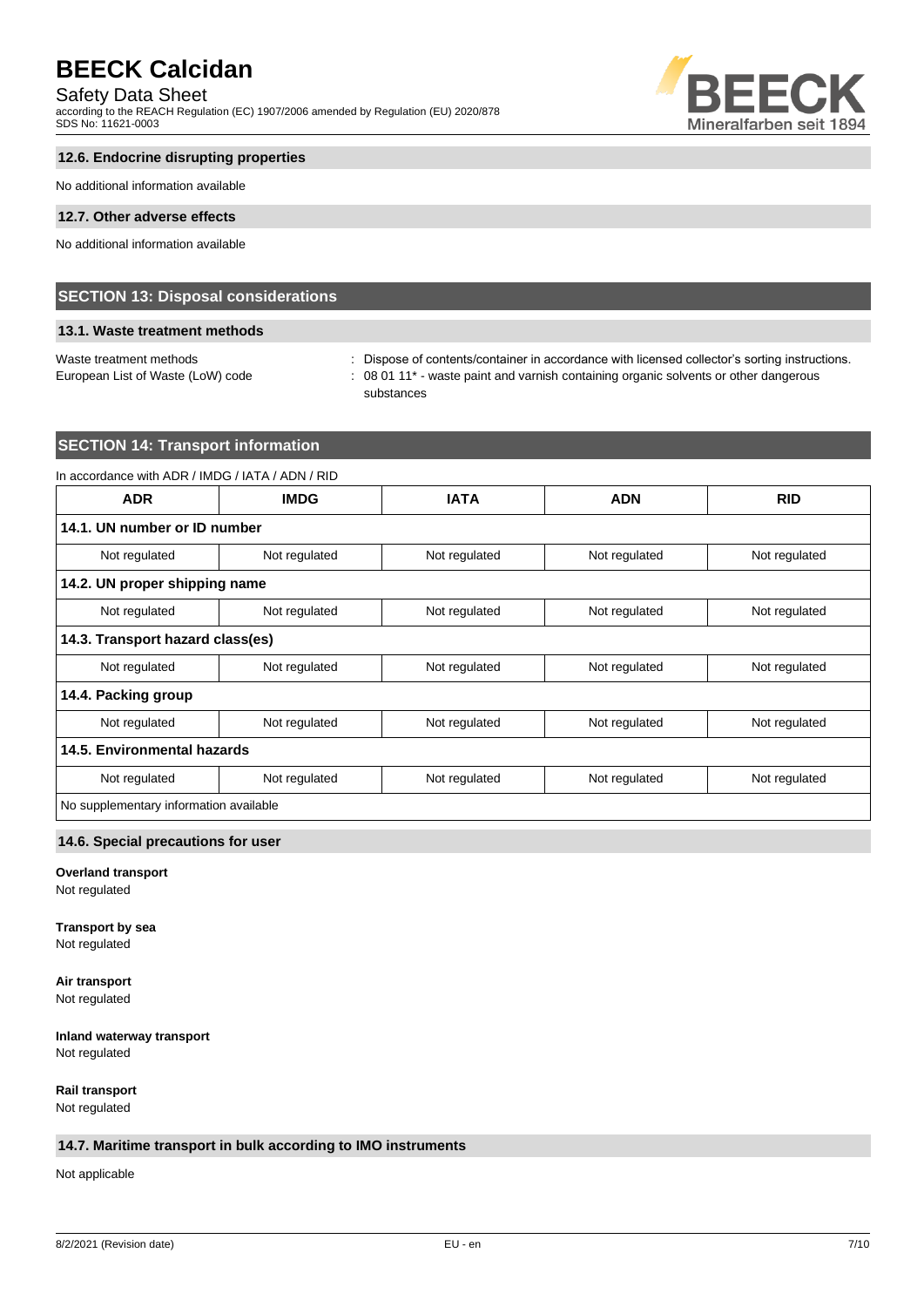### 12.6. Endocrine disrupting properties

No additional information available

### 12.7. Other adverse effects

No additional information available

## SECTION 13: Disposal considerations

### 13.1. Waste treatment methods

Waste treatment methods : Dispose of contents/container in accordance with licensed collector's sorting instructions.

European List of Waste (LoW) code : 08 01 11* - waste paint and varnish containing organic solvents or other dangerous substances

## SECTION 14: Transport information

In accordance with ADR / IMDG / IATA / ADN / RID

| ADR | IMDG | IATA | ADN | RID |
|---|---|---|---|---|
| **14.1. UN number or ID number** | | | | |
| Not regulated | Not regulated | Not regulated | Not regulated | Not regulated |
| **14.2. UN proper shipping name** | | | | |
| Not regulated | Not regulated | Not regulated | Not regulated | Not regulated |
| **14.3. Transport hazard class(es)** | | | | |
| Not regulated | Not regulated | Not regulated | Not regulated | Not regulated |
| **14.4. Packing group** | | | | |
| Not regulated | Not regulated | Not regulated | Not regulated | Not regulated |
| **14.5. Environmental hazards** | | | | |
| Not regulated | Not regulated | Not regulated | Not regulated | Not regulated |
| No supplementary information available | | | | |

### 14.6. Special precautions for user

**Overland transport**
Not regulated

**Transport by sea**
Not regulated

**Air transport**
Not regulated

**Inland waterway transport**
Not regulated

**Rail transport**
Not regulated

### 14.7. Maritime transport in bulk according to IMO instruments

Not applicable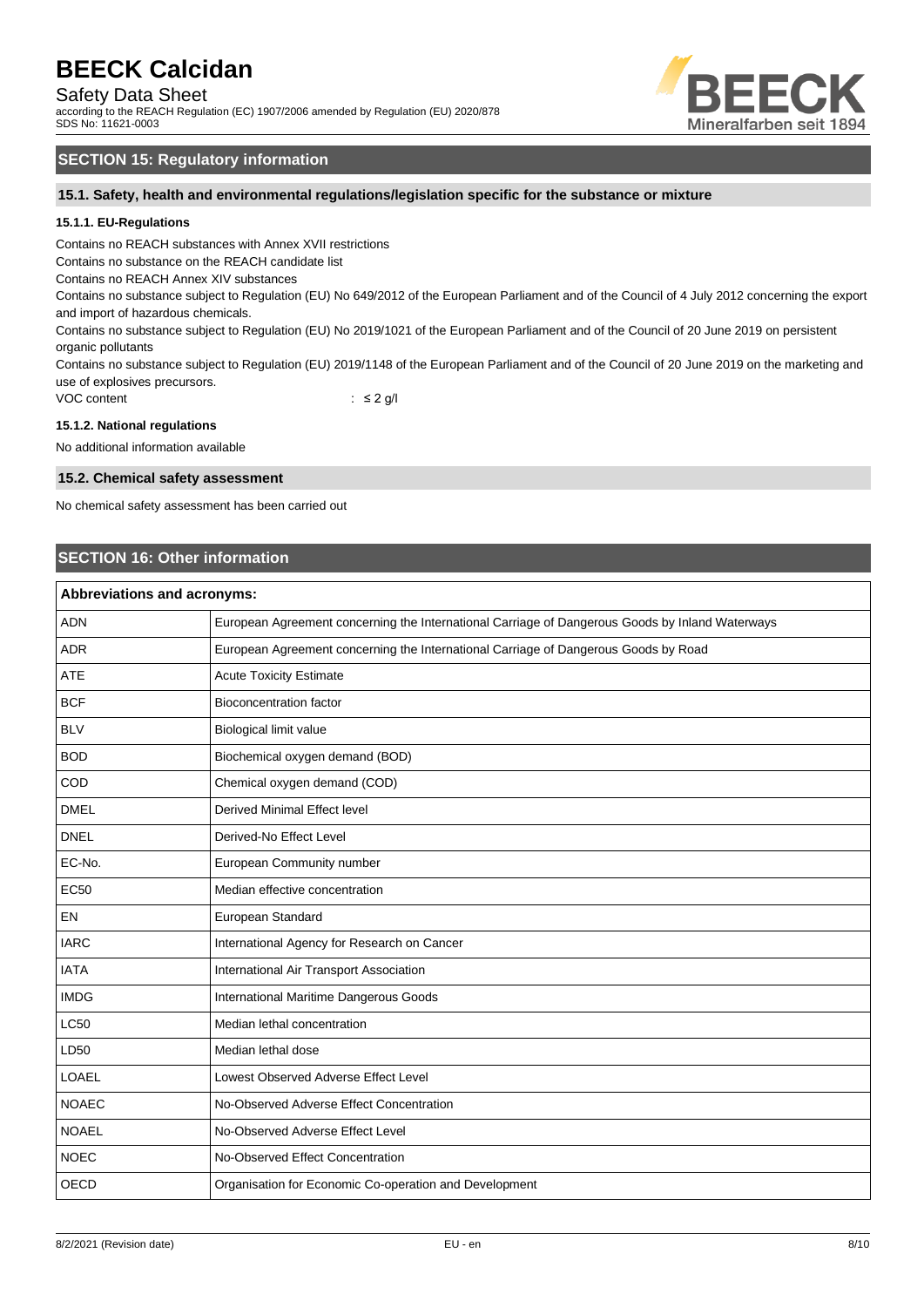## SECTION 15: Regulatory information

### 15.1. Safety, health and environmental regulations/legislation specific for the substance or mixture

#### 15.1.1. EU-Regulations

Contains no REACH substances with Annex XVII restrictions

Contains no substance on the REACH candidate list

Contains no REACH Annex XIV substances

Contains no substance subject to Regulation (EU) No 649/2012 of the European Parliament and of the Council of 4 July 2012 concerning the export and import of hazardous chemicals.

Contains no substance subject to Regulation (EU) No 2019/1021 of the European Parliament and of the Council of 20 June 2019 on persistent organic pollutants

Contains no substance subject to Regulation (EU) 2019/1148 of the European Parliament and of the Council of 20 June 2019 on the marketing and use of explosives precursors.

VOC content : ≤ 2 g/l

#### 15.1.2. National regulations

No additional information available

### 15.2. Chemical safety assessment

No chemical safety assessment has been carried out

## SECTION 16: Other information

| Abbreviations and acronyms: | |
|---|---|
| ADN | European Agreement concerning the International Carriage of Dangerous Goods by Inland Waterways |
| ADR | European Agreement concerning the International Carriage of Dangerous Goods by Road |
| ATE | Acute Toxicity Estimate |
| BCF | Bioconcentration factor |
| BLV | Biological limit value |
| BOD | Biochemical oxygen demand (BOD) |
| COD | Chemical oxygen demand (COD) |
| DMEL | Derived Minimal Effect level |
| DNEL | Derived-No Effect Level |
| EC-No. | European Community number |
| EC50 | Median effective concentration |
| EN | European Standard |
| IARC | International Agency for Research on Cancer |
| IATA | International Air Transport Association |
| IMDG | International Maritime Dangerous Goods |
| LC50 | Median lethal concentration |
| LD50 | Median lethal dose |
| LOAEL | Lowest Observed Adverse Effect Level |
| NOAEC | No-Observed Adverse Effect Concentration |
| NOAEL | No-Observed Adverse Effect Level |
| NOEC | No-Observed Effect Concentration |
| OECD | Organisation for Economic Co-operation and Development |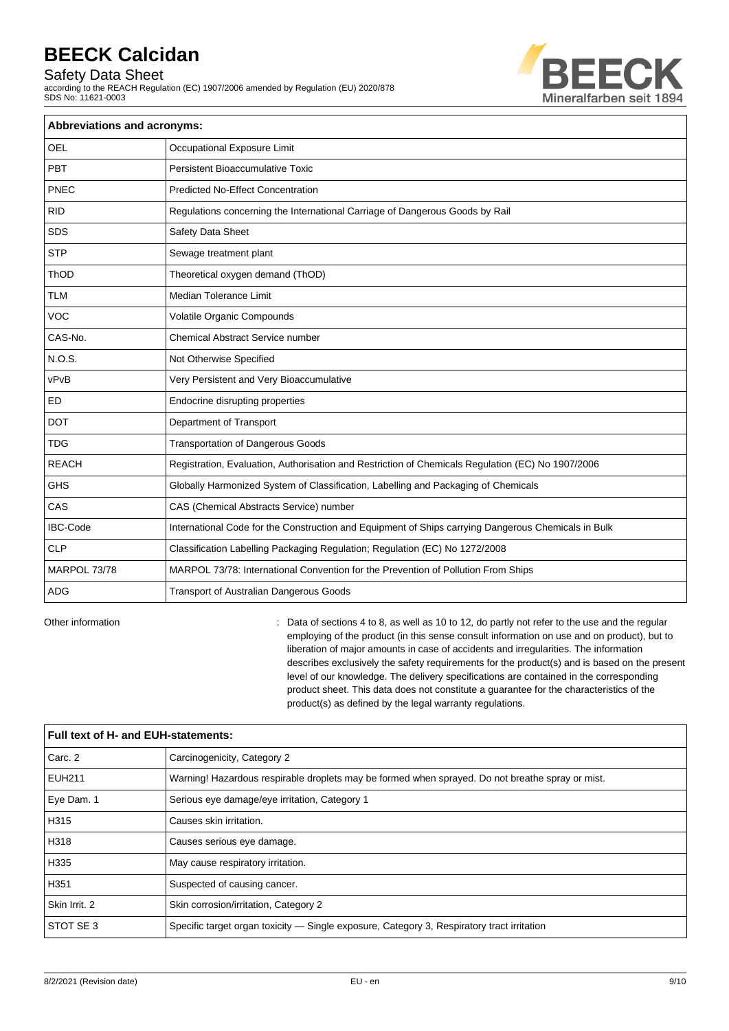| Abbreviations and acronyms: | |
|---|---|
| OEL | Occupational Exposure Limit |
| PBT | Persistent Bioaccumulative Toxic |
| PNEC | Predicted No-Effect Concentration |
| RID | Regulations concerning the International Carriage of Dangerous Goods by Rail |
| SDS | Safety Data Sheet |
| STP | Sewage treatment plant |
| ThOD | Theoretical oxygen demand (ThOD) |
| TLM | Median Tolerance Limit |
| VOC | Volatile Organic Compounds |
| CAS-No. | Chemical Abstract Service number |
| N.O.S. | Not Otherwise Specified |
| vPvB | Very Persistent and Very Bioaccumulative |
| ED | Endocrine disrupting properties |
| DOT | Department of Transport |
| TDG | Transportation of Dangerous Goods |
| REACH | Registration, Evaluation, Authorisation and Restriction of Chemicals Regulation (EC) No 1907/2006 |
| GHS | Globally Harmonized System of Classification, Labelling and Packaging of Chemicals |
| CAS | CAS (Chemical Abstracts Service) number |
| IBC-Code | International Code for the Construction and Equipment of Ships carrying Dangerous Chemicals in Bulk |
| CLP | Classification Labelling Packaging Regulation; Regulation (EC) No 1272/2008 |
| MARPOL 73/78 | MARPOL 73/78: International Convention for the Prevention of Pollution From Ships |
| ADG | Transport of Australian Dangerous Goods |

Other information : Data of sections 4 to 8, as well as 10 to 12, do partly not refer to the use and the regular employing of the product (in this sense consult information on use and on product), but to liberation of major amounts in case of accidents and irregularities. The information describes exclusively the safety requirements for the product(s) and is based on the present level of our knowledge. The delivery specifications are contained in the corresponding product sheet. This data does not constitute a guarantee for the characteristics of the product(s) as defined by the legal warranty regulations.

| Full text of H- and EUH-statements: | |
|---|---|
| Carc. 2 | Carcinogenicity, Category 2 |
| EUH211 | Warning! Hazardous respirable droplets may be formed when sprayed. Do not breathe spray or mist. |
| Eye Dam. 1 | Serious eye damage/eye irritation, Category 1 |
| H315 | Causes skin irritation. |
| H318 | Causes serious eye damage. |
| H335 | May cause respiratory irritation. |
| H351 | Suspected of causing cancer. |
| Skin Irrit. 2 | Skin corrosion/irritation, Category 2 |
| STOT SE 3 | Specific target organ toxicity — Single exposure, Category 3, Respiratory tract irritation |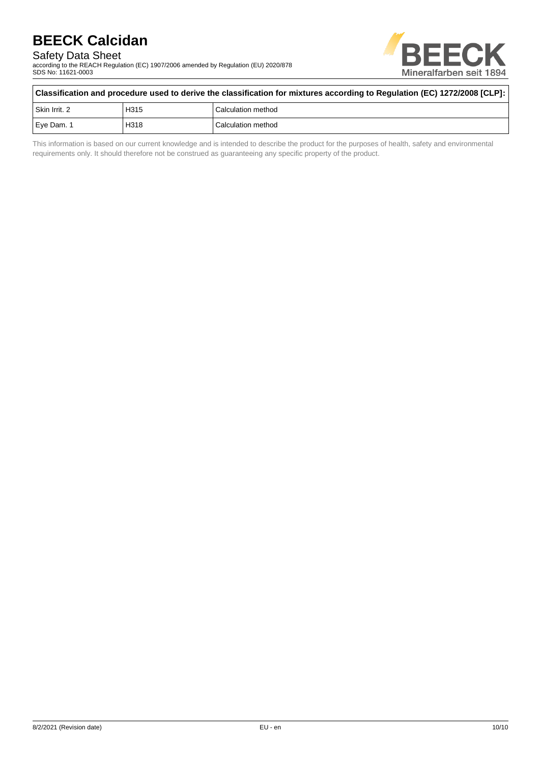| Classification and procedure used to derive the classification for mixtures according to Regulation (EC) 1272/2008 [CLP]: | | |
|---|---|---|
| Skin Irrit. 2 | H315 | Calculation method |
| Eye Dam. 1 | H318 | Calculation method |

This information is based on our current knowledge and is intended to describe the product for the purposes of health, safety and environmental requirements only. It should therefore not be construed as guaranteeing any specific property of the product.